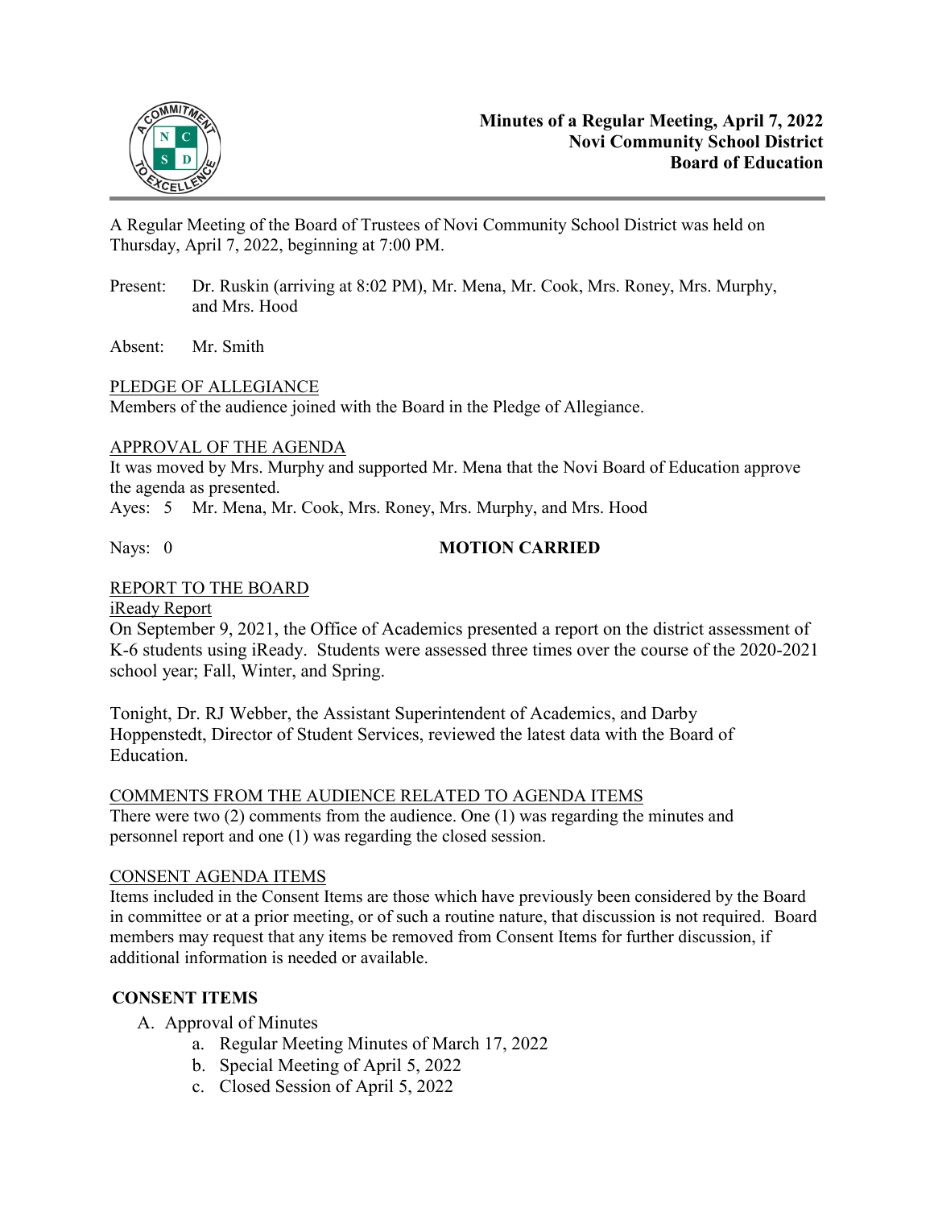# Minutes of a Regular Meeting, April 7, 2022
## Novi Community School District
## Board of Education

A Regular Meeting of the Board of Trustees of Novi Community School District was held on Thursday, April 7, 2022, beginning at 7:00 PM.

Present: Dr. Ruskin (arriving at 8:02 PM), Mr. Mena, Mr. Cook, Mrs. Roney, Mrs. Murphy, and Mrs. Hood

Absent: Mr. Smith

PLEDGE OF ALLEGIANCE
Members of the audience joined with the Board in the Pledge of Allegiance.

APPROVAL OF THE AGENDA
It was moved by Mrs. Murphy and supported Mr. Mena that the Novi Board of Education approve the agenda as presented.
Ayes: 5 Mr. Mena, Mr. Cook, Mrs. Roney, Mrs. Murphy, and Mrs. Hood

Nays: 0 **MOTION CARRIED**

REPORT TO THE BOARD
iReady Report
On September 9, 2021, the Office of Academics presented a report on the district assessment of K-6 students using iReady. Students were assessed three times over the course of the 2020-2021 school year; Fall, Winter, and Spring.

Tonight, Dr. RJ Webber, the Assistant Superintendent of Academics, and Darby Hoppenstedt, Director of Student Services, reviewed the latest data with the Board of Education.

COMMENTS FROM THE AUDIENCE RELATED TO AGENDA ITEMS
There were two (2) comments from the audience. One (1) was regarding the minutes and personnel report and one (1) was regarding the closed session.

CONSENT AGENDA ITEMS
Items included in the Consent Items are those which have previously been considered by the Board in committee or at a prior meeting, or of such a routine nature, that discussion is not required. Board members may request that any items be removed from Consent Items for further discussion, if additional information is needed or available.

**CONSENT ITEMS**

A. Approval of Minutes
   a. Regular Meeting Minutes of March 17, 2022
   b. Special Meeting of April 5, 2022
   c. Closed Session of April 5, 2022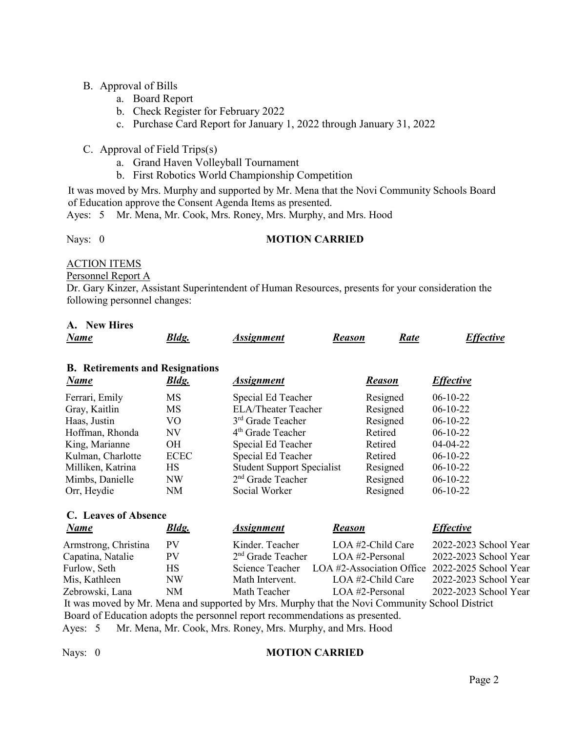B. Approval of Bills
   a. Board Report
   b. Check Register for February 2022
   c. Purchase Card Report for January 1, 2022 through January 31, 2022

C. Approval of Field Trips(s)
   a. Grand Haven Volleyball Tournament
   b. First Robotics World Championship Competition

It was moved by Mrs. Murphy and supported by Mr. Mena that the Novi Community Schools Board of Education approve the Consent Agenda Items as presented.

Ayes: 5 Mr. Mena, Mr. Cook, Mrs. Roney, Mrs. Murphy, and Mrs. Hood

Nays: 0 **MOTION CARRIED**

ACTION ITEMS

Personnel Report A

Dr. Gary Kinzer, Assistant Superintendent of Human Resources, presents for your consideration the following personnel changes:

**A. New Hires**

| ***Name*** | ***Bldg.*** | ***Assignment*** | ***Reason*** | ***Rate*** | ***Effective*** |
|---|---|---|---|---|---|

**B. Retirements and Resignations**

| ***Name*** | ***Bldg.*** | ***Assignment*** | ***Reason*** | ***Effective*** |
|---|---|---|---|---|
| Ferrari, Emily | MS | Special Ed Teacher | Resigned | 06-10-22 |
| Gray, Kaitlin | MS | ELA/Theater Teacher | Resigned | 06-10-22 |
| Haas, Justin | VO | 3rd Grade Teacher | Resigned | 06-10-22 |
| Hoffman, Rhonda | NV | 4th Grade Teacher | Retired | 06-10-22 |
| King, Marianne | OH | Special Ed Teacher | Retired | 04-04-22 |
| Kulman, Charlotte | ECEC | Special Ed Teacher | Retired | 06-10-22 |
| Milliken, Katrina | HS | Student Support Specialist | Resigned | 06-10-22 |
| Mimbs, Danielle | NW | 2nd Grade Teacher | Resigned | 06-10-22 |
| Orr, Heydie | NM | Social Worker | Resigned | 06-10-22 |

**C. Leaves of Absence**

| ***Name*** | ***Bldg.*** | ***Assignment*** | ***Reason*** | ***Effective*** |
|---|---|---|---|---|
| Armstrong, Christina | PV | Kinder. Teacher | LOA #2-Child Care | 2022-2023 School Year |
| Capatina, Natalie | PV | 2nd Grade Teacher | LOA #2-Personal | 2022-2023 School Year |
| Furlow, Seth | HS | Science Teacher | LOA #2-Association Office | 2022-2025 School Year |
| Mis, Kathleen | NW | Math Intervent. | LOA #2-Child Care | 2022-2023 School Year |
| Zebrowski, Lana | NM | Math Teacher | LOA #2-Personal | 2022-2023 School Year |

It was moved by Mr. Mena and supported by Mrs. Murphy that the Novi Community School District Board of Education adopts the personnel report recommendations as presented.

Ayes: 5 Mr. Mena, Mr. Cook, Mrs. Roney, Mrs. Murphy, and Mrs. Hood

Nays: 0 **MOTION CARRIED**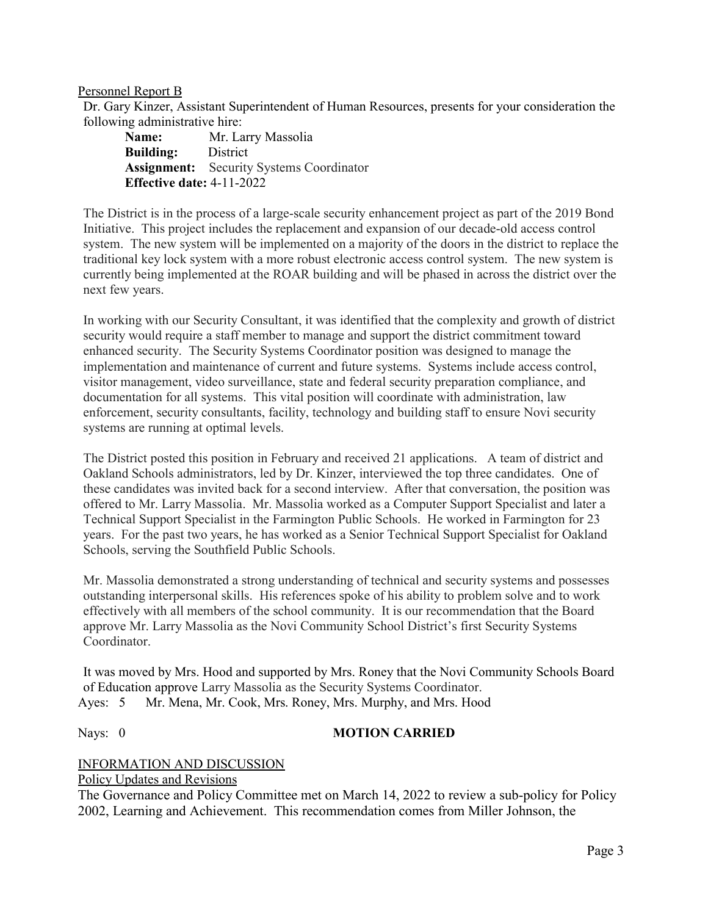Personnel Report B

Dr. Gary Kinzer, Assistant Superintendent of Human Resources, presents for your consideration the following administrative hire:

**Name:** Mr. Larry Massolia
**Building:** District
**Assignment:** Security Systems Coordinator
**Effective date:** 4-11-2022

The District is in the process of a large-scale security enhancement project as part of the 2019 Bond Initiative. This project includes the replacement and expansion of our decade-old access control system. The new system will be implemented on a majority of the doors in the district to replace the traditional key lock system with a more robust electronic access control system. The new system is currently being implemented at the ROAR building and will be phased in across the district over the next few years.

In working with our Security Consultant, it was identified that the complexity and growth of district security would require a staff member to manage and support the district commitment toward enhanced security. The Security Systems Coordinator position was designed to manage the implementation and maintenance of current and future systems. Systems include access control, visitor management, video surveillance, state and federal security preparation compliance, and documentation for all systems. This vital position will coordinate with administration, law enforcement, security consultants, facility, technology and building staff to ensure Novi security systems are running at optimal levels.

The District posted this position in February and received 21 applications. A team of district and Oakland Schools administrators, led by Dr. Kinzer, interviewed the top three candidates. One of these candidates was invited back for a second interview. After that conversation, the position was offered to Mr. Larry Massolia. Mr. Massolia worked as a Computer Support Specialist and later a Technical Support Specialist in the Farmington Public Schools. He worked in Farmington for 23 years. For the past two years, he has worked as a Senior Technical Support Specialist for Oakland Schools, serving the Southfield Public Schools.

Mr. Massolia demonstrated a strong understanding of technical and security systems and possesses outstanding interpersonal skills. His references spoke of his ability to problem solve and to work effectively with all members of the school community. It is our recommendation that the Board approve Mr. Larry Massolia as the Novi Community School District's first Security Systems Coordinator.

It was moved by Mrs. Hood and supported by Mrs. Roney that the Novi Community Schools Board of Education approve Larry Massolia as the Security Systems Coordinator.

Ayes: 5 Mr. Mena, Mr. Cook, Mrs. Roney, Mrs. Murphy, and Mrs. Hood

Nays: 0 **MOTION CARRIED**

INFORMATION AND DISCUSSION

Policy Updates and Revisions

The Governance and Policy Committee met on March 14, 2022 to review a sub-policy for Policy 2002, Learning and Achievement. This recommendation comes from Miller Johnson, the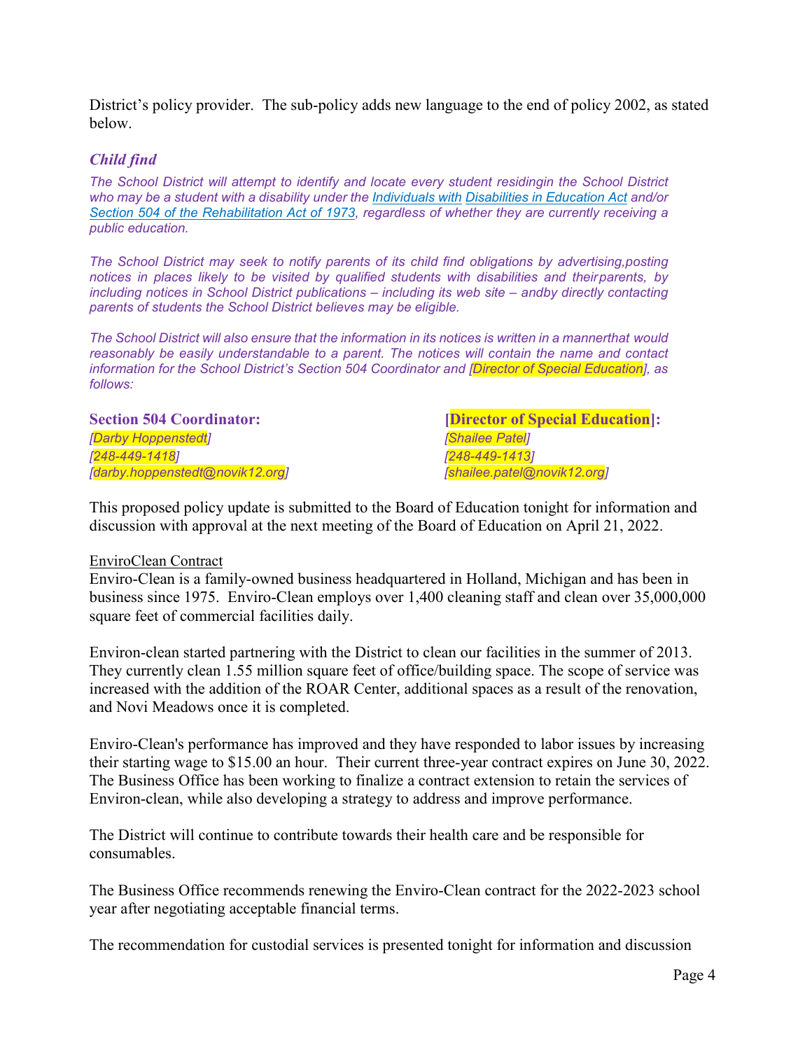District's policy provider. The sub-policy adds new language to the end of policy 2002, as stated below.

### *Child find*

*The School District will attempt to identify and locate every student residingin the School District who may be a student with a disability under the Individuals with Disabilities in Education Act and/or Section 504 of the Rehabilitation Act of 1973, regardless of whether they are currently receiving a public education.*

*The School District may seek to notify parents of its child find obligations by advertising,posting notices in places likely to be visited by qualified students with disabilities and theirparents, by including notices in School District publications – including its web site – andby directly contacting parents of students the School District believes may be eligible.*

*The School District will also ensure that the information in its notices is written in a mannerthat would reasonably be easily understandable to a parent. The notices will contain the name and contact information for the School District's Section 504 Coordinator and [Director of Special Education], as follows:*

**Section 504 Coordinator:**
*[Darby Hoppenstedt]*
*[248-449-1418]*
*[darby.hoppenstedt@novik12.org]*

**[Director of Special Education]:**
*[Shailee Patel]*
*[248-449-1413]*
*[shailee.patel@novik12.org]*

This proposed policy update is submitted to the Board of Education tonight for information and discussion with approval at the next meeting of the Board of Education on April 21, 2022.

EnviroClean Contract

Enviro-Clean is a family-owned business headquartered in Holland, Michigan and has been in business since 1975. Enviro-Clean employs over 1,400 cleaning staff and clean over 35,000,000 square feet of commercial facilities daily.

Environ-clean started partnering with the District to clean our facilities in the summer of 2013. They currently clean 1.55 million square feet of office/building space. The scope of service was increased with the addition of the ROAR Center, additional spaces as a result of the renovation, and Novi Meadows once it is completed.

Enviro-Clean's performance has improved and they have responded to labor issues by increasing their starting wage to $15.00 an hour. Their current three-year contract expires on June 30, 2022. The Business Office has been working to finalize a contract extension to retain the services of Environ-clean, while also developing a strategy to address and improve performance.

The District will continue to contribute towards their health care and be responsible for consumables.

The Business Office recommends renewing the Enviro-Clean contract for the 2022-2023 school year after negotiating acceptable financial terms.

The recommendation for custodial services is presented tonight for information and discussion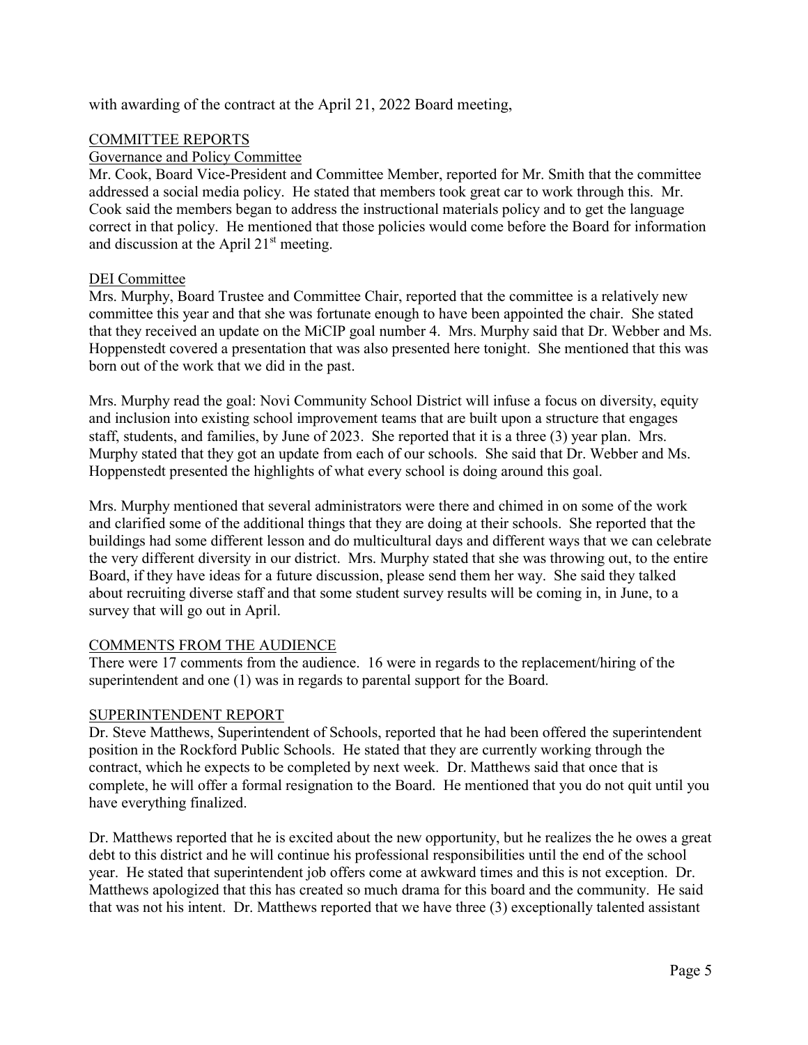with awarding of the contract at the April 21, 2022 Board meeting,

## COMMITTEE REPORTS

### Governance and Policy Committee

Mr. Cook, Board Vice-President and Committee Member, reported for Mr. Smith that the committee addressed a social media policy. He stated that members took great car to work through this. Mr. Cook said the members began to address the instructional materials policy and to get the language correct in that policy. He mentioned that those policies would come before the Board for information and discussion at the April 21st meeting.

### DEI Committee

Mrs. Murphy, Board Trustee and Committee Chair, reported that the committee is a relatively new committee this year and that she was fortunate enough to have been appointed the chair. She stated that they received an update on the MiCIP goal number 4. Mrs. Murphy said that Dr. Webber and Ms. Hoppenstedt covered a presentation that was also presented here tonight. She mentioned that this was born out of the work that we did in the past.

Mrs. Murphy read the goal: Novi Community School District will infuse a focus on diversity, equity and inclusion into existing school improvement teams that are built upon a structure that engages staff, students, and families, by June of 2023. She reported that it is a three (3) year plan. Mrs. Murphy stated that they got an update from each of our schools. She said that Dr. Webber and Ms. Hoppenstedt presented the highlights of what every school is doing around this goal.

Mrs. Murphy mentioned that several administrators were there and chimed in on some of the work and clarified some of the additional things that they are doing at their schools. She reported that the buildings had some different lesson and do multicultural days and different ways that we can celebrate the very different diversity in our district. Mrs. Murphy stated that she was throwing out, to the entire Board, if they have ideas for a future discussion, please send them her way. She said they talked about recruiting diverse staff and that some student survey results will be coming in, in June, to a survey that will go out in April.

## COMMENTS FROM THE AUDIENCE

There were 17 comments from the audience. 16 were in regards to the replacement/hiring of the superintendent and one (1) was in regards to parental support for the Board.

## SUPERINTENDENT REPORT

Dr. Steve Matthews, Superintendent of Schools, reported that he had been offered the superintendent position in the Rockford Public Schools. He stated that they are currently working through the contract, which he expects to be completed by next week. Dr. Matthews said that once that is complete, he will offer a formal resignation to the Board. He mentioned that you do not quit until you have everything finalized.

Dr. Matthews reported that he is excited about the new opportunity, but he realizes the he owes a great debt to this district and he will continue his professional responsibilities until the end of the school year. He stated that superintendent job offers come at awkward times and this is not exception. Dr. Matthews apologized that this has created so much drama for this board and the community. He said that was not his intent. Dr. Matthews reported that we have three (3) exceptionally talented assistant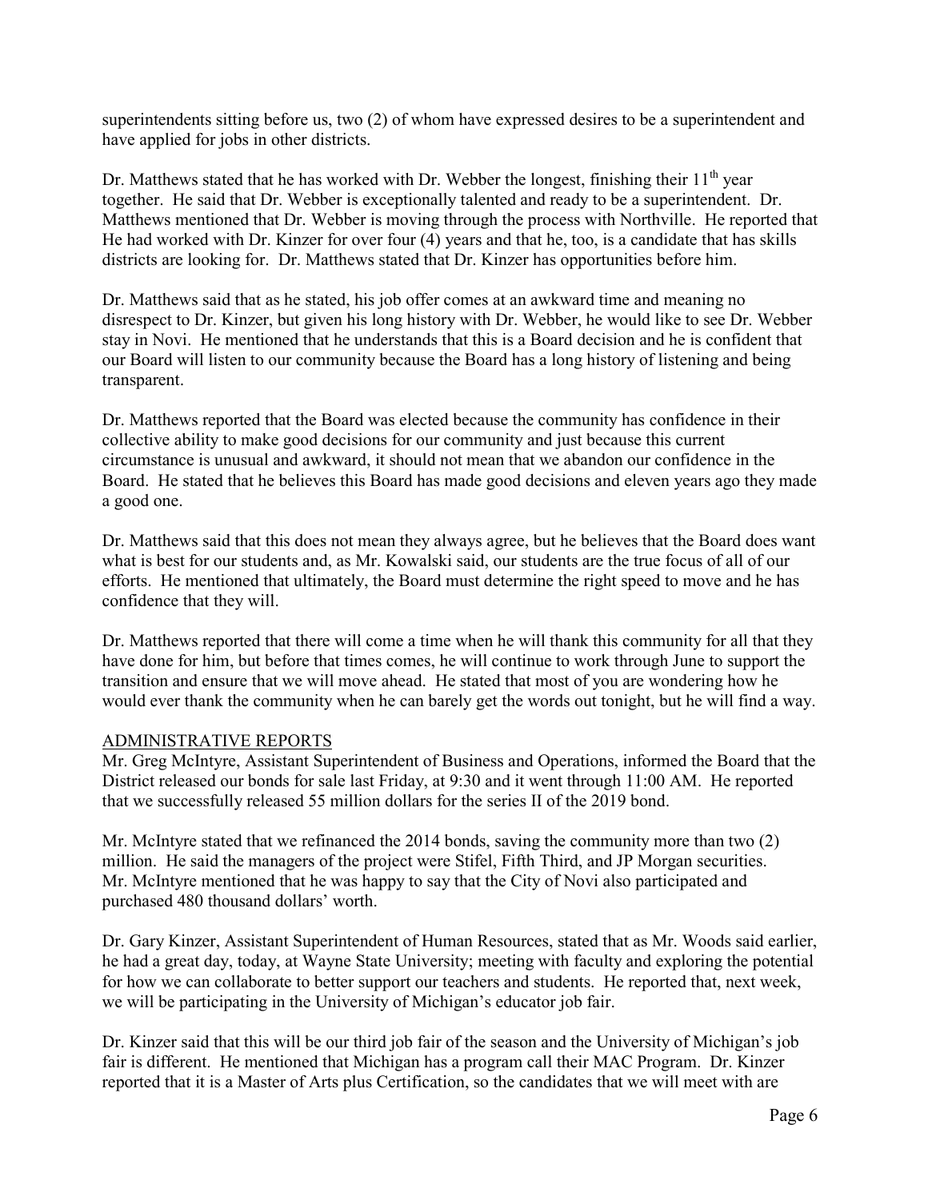superintendents sitting before us, two (2) of whom have expressed desires to be a superintendent and have applied for jobs in other districts.

Dr. Matthews stated that he has worked with Dr. Webber the longest, finishing their 11th year together. He said that Dr. Webber is exceptionally talented and ready to be a superintendent. Dr. Matthews mentioned that Dr. Webber is moving through the process with Northville. He reported that He had worked with Dr. Kinzer for over four (4) years and that he, too, is a candidate that has skills districts are looking for. Dr. Matthews stated that Dr. Kinzer has opportunities before him.

Dr. Matthews said that as he stated, his job offer comes at an awkward time and meaning no disrespect to Dr. Kinzer, but given his long history with Dr. Webber, he would like to see Dr. Webber stay in Novi. He mentioned that he understands that this is a Board decision and he is confident that our Board will listen to our community because the Board has a long history of listening and being transparent.

Dr. Matthews reported that the Board was elected because the community has confidence in their collective ability to make good decisions for our community and just because this current circumstance is unusual and awkward, it should not mean that we abandon our confidence in the Board. He stated that he believes this Board has made good decisions and eleven years ago they made a good one.

Dr. Matthews said that this does not mean they always agree, but he believes that the Board does want what is best for our students and, as Mr. Kowalski said, our students are the true focus of all of our efforts. He mentioned that ultimately, the Board must determine the right speed to move and he has confidence that they will.

Dr. Matthews reported that there will come a time when he will thank this community for all that they have done for him, but before that times comes, he will continue to work through June to support the transition and ensure that we will move ahead. He stated that most of you are wondering how he would ever thank the community when he can barely get the words out tonight, but he will find a way.

ADMINISTRATIVE REPORTS

Mr. Greg McIntyre, Assistant Superintendent of Business and Operations, informed the Board that the District released our bonds for sale last Friday, at 9:30 and it went through 11:00 AM. He reported that we successfully released 55 million dollars for the series II of the 2019 bond.

Mr. McIntyre stated that we refinanced the 2014 bonds, saving the community more than two (2) million. He said the managers of the project were Stifel, Fifth Third, and JP Morgan securities. Mr. McIntyre mentioned that he was happy to say that the City of Novi also participated and purchased 480 thousand dollars' worth.

Dr. Gary Kinzer, Assistant Superintendent of Human Resources, stated that as Mr. Woods said earlier, he had a great day, today, at Wayne State University; meeting with faculty and exploring the potential for how we can collaborate to better support our teachers and students. He reported that, next week, we will be participating in the University of Michigan's educator job fair.

Dr. Kinzer said that this will be our third job fair of the season and the University of Michigan's job fair is different. He mentioned that Michigan has a program call their MAC Program. Dr. Kinzer reported that it is a Master of Arts plus Certification, so the candidates that we will meet with are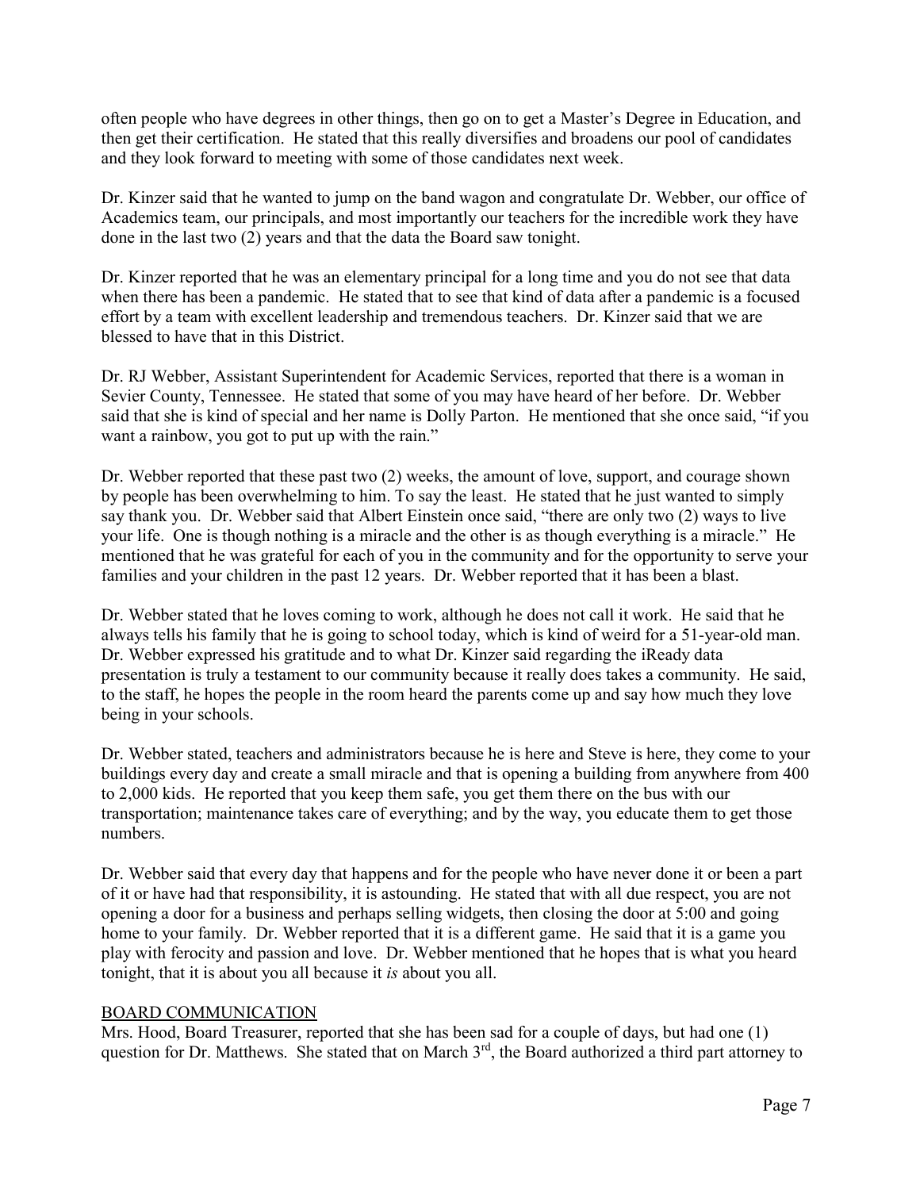often people who have degrees in other things, then go on to get a Master's Degree in Education, and then get their certification. He stated that this really diversifies and broadens our pool of candidates and they look forward to meeting with some of those candidates next week.

Dr. Kinzer said that he wanted to jump on the band wagon and congratulate Dr. Webber, our office of Academics team, our principals, and most importantly our teachers for the incredible work they have done in the last two (2) years and that the data the Board saw tonight.

Dr. Kinzer reported that he was an elementary principal for a long time and you do not see that data when there has been a pandemic. He stated that to see that kind of data after a pandemic is a focused effort by a team with excellent leadership and tremendous teachers. Dr. Kinzer said that we are blessed to have that in this District.

Dr. RJ Webber, Assistant Superintendent for Academic Services, reported that there is a woman in Sevier County, Tennessee. He stated that some of you may have heard of her before. Dr. Webber said that she is kind of special and her name is Dolly Parton. He mentioned that she once said, "if you want a rainbow, you got to put up with the rain."

Dr. Webber reported that these past two (2) weeks, the amount of love, support, and courage shown by people has been overwhelming to him. To say the least. He stated that he just wanted to simply say thank you. Dr. Webber said that Albert Einstein once said, "there are only two (2) ways to live your life. One is though nothing is a miracle and the other is as though everything is a miracle." He mentioned that he was grateful for each of you in the community and for the opportunity to serve your families and your children in the past 12 years. Dr. Webber reported that it has been a blast.

Dr. Webber stated that he loves coming to work, although he does not call it work. He said that he always tells his family that he is going to school today, which is kind of weird for a 51-year-old man. Dr. Webber expressed his gratitude and to what Dr. Kinzer said regarding the iReady data presentation is truly a testament to our community because it really does takes a community. He said, to the staff, he hopes the people in the room heard the parents come up and say how much they love being in your schools.

Dr. Webber stated, teachers and administrators because he is here and Steve is here, they come to your buildings every day and create a small miracle and that is opening a building from anywhere from 400 to 2,000 kids. He reported that you keep them safe, you get them there on the bus with our transportation; maintenance takes care of everything; and by the way, you educate them to get those numbers.

Dr. Webber said that every day that happens and for the people who have never done it or been a part of it or have had that responsibility, it is astounding. He stated that with all due respect, you are not opening a door for a business and perhaps selling widgets, then closing the door at 5:00 and going home to your family. Dr. Webber reported that it is a different game. He said that it is a game you play with ferocity and passion and love. Dr. Webber mentioned that he hopes that is what you heard tonight, that it is about you all because it *is* about you all.

BOARD COMMUNICATION

Mrs. Hood, Board Treasurer, reported that she has been sad for a couple of days, but had one (1) question for Dr. Matthews. She stated that on March 3rd, the Board authorized a third part attorney to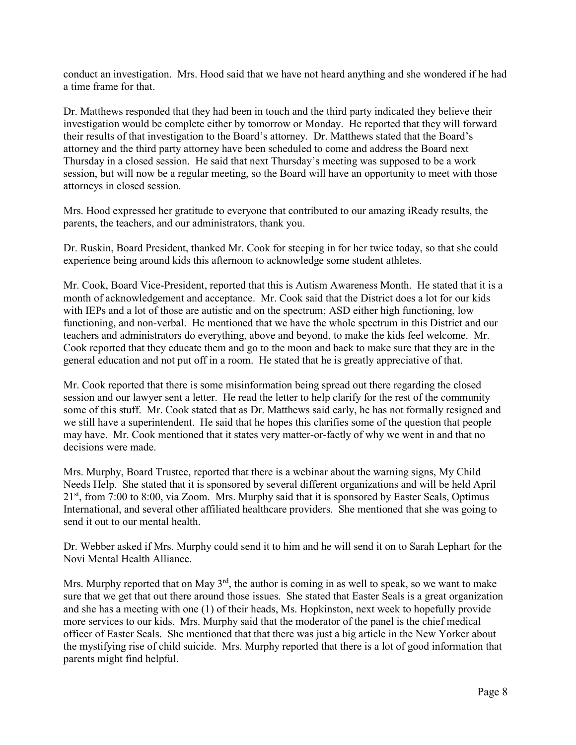conduct an investigation. Mrs. Hood said that we have not heard anything and she wondered if he had a time frame for that.

Dr. Matthews responded that they had been in touch and the third party indicated they believe their investigation would be complete either by tomorrow or Monday. He reported that they will forward their results of that investigation to the Board's attorney. Dr. Matthews stated that the Board's attorney and the third party attorney have been scheduled to come and address the Board next Thursday in a closed session. He said that next Thursday's meeting was supposed to be a work session, but will now be a regular meeting, so the Board will have an opportunity to meet with those attorneys in closed session.

Mrs. Hood expressed her gratitude to everyone that contributed to our amazing iReady results, the parents, the teachers, and our administrators, thank you.

Dr. Ruskin, Board President, thanked Mr. Cook for steeping in for her twice today, so that she could experience being around kids this afternoon to acknowledge some student athletes.

Mr. Cook, Board Vice-President, reported that this is Autism Awareness Month. He stated that it is a month of acknowledgement and acceptance. Mr. Cook said that the District does a lot for our kids with IEPs and a lot of those are autistic and on the spectrum; ASD either high functioning, low functioning, and non-verbal. He mentioned that we have the whole spectrum in this District and our teachers and administrators do everything, above and beyond, to make the kids feel welcome. Mr. Cook reported that they educate them and go to the moon and back to make sure that they are in the general education and not put off in a room. He stated that he is greatly appreciative of that.

Mr. Cook reported that there is some misinformation being spread out there regarding the closed session and our lawyer sent a letter. He read the letter to help clarify for the rest of the community some of this stuff. Mr. Cook stated that as Dr. Matthews said early, he has not formally resigned and we still have a superintendent. He said that he hopes this clarifies some of the question that people may have. Mr. Cook mentioned that it states very matter-or-factly of why we went in and that no decisions were made.

Mrs. Murphy, Board Trustee, reported that there is a webinar about the warning signs, My Child Needs Help. She stated that it is sponsored by several different organizations and will be held April 21st, from 7:00 to 8:00, via Zoom. Mrs. Murphy said that it is sponsored by Easter Seals, Optimus International, and several other affiliated healthcare providers. She mentioned that she was going to send it out to our mental health.

Dr. Webber asked if Mrs. Murphy could send it to him and he will send it on to Sarah Lephart for the Novi Mental Health Alliance.

Mrs. Murphy reported that on May 3rd, the author is coming in as well to speak, so we want to make sure that we get that out there around those issues. She stated that Easter Seals is a great organization and she has a meeting with one (1) of their heads, Ms. Hopkinston, next week to hopefully provide more services to our kids. Mrs. Murphy said that the moderator of the panel is the chief medical officer of Easter Seals. She mentioned that that there was just a big article in the New Yorker about the mystifying rise of child suicide. Mrs. Murphy reported that there is a lot of good information that parents might find helpful.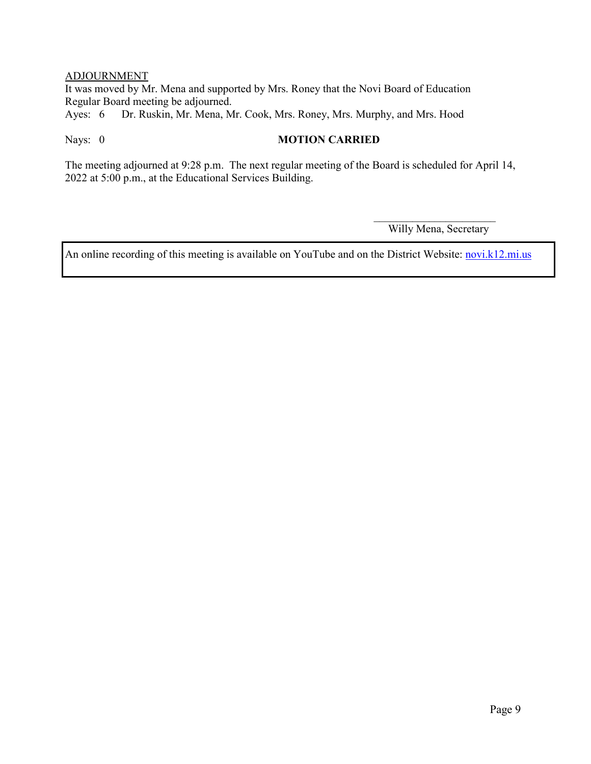ADJOURNMENT

It was moved by Mr. Mena and supported by Mrs. Roney that the Novi Board of Education Regular Board meeting be adjourned.

Ayes: 6 Dr. Ruskin, Mr. Mena, Mr. Cook, Mrs. Roney, Mrs. Murphy, and Mrs. Hood

Nays: 0 **MOTION CARRIED**

The meeting adjourned at 9:28 p.m. The next regular meeting of the Board is scheduled for April 14, 2022 at 5:00 p.m., at the Educational Services Building.

______________________

Willy Mena, Secretary

An online recording of this meeting is available on YouTube and on the District Website: [novi.k12.mi.us](novi.k12.mi.us)